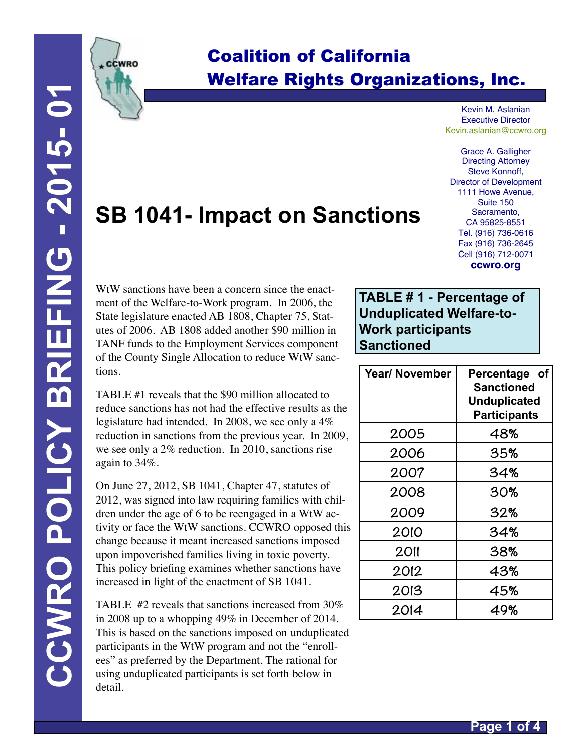# Coalition of California Welfare Rights Organizations, Inc.

CCWRO POLICY BRIEFING - 2015- 01

Kevin M. Aslanian
Executive Director
Kevin.aslanian@ccwro.org

Grace A. Galligher
Directing Attorney
Steve Konnoff,
Director of Development
1111 Howe Avenue,
Suite 150
Sacramento,
CA 95825-8551
Tel. (916) 736-0616
Fax (916) 736-2645
Cell (916) 712-0071
**ccwro.org**

# SB 1041- Impact on Sanctions

WtW sanctions have been a concern since the enactment of the Welfare-to-Work program. In 2006, the State legislature enacted AB 1808, Chapter 75, Statutes of 2006. AB 1808 added another $90 million in TANF funds to the Employment Services component of the County Single Allocation to reduce WtW sanctions.

TABLE #1 reveals that the $90 million allocated to reduce sanctions has not had the effective results as the legislature had intended. In 2008, we see only a 4% reduction in sanctions from the previous year. In 2009, we see only a 2% reduction. In 2010, sanctions rise again to 34%.

On June 27, 2012, SB 1041, Chapter 47, statutes of 2012, was signed into law requiring families with children under the age of 6 to be reengaged in a WtW activity or face the WtW sanctions. CCWRO opposed this change because it meant increased sanctions imposed upon impoverished families living in toxic poverty. This policy briefing examines whether sanctions have increased in light of the enactment of SB 1041.

TABLE #2 reveals that sanctions increased from 30% in 2008 up to a whopping 49% in December of 2014. This is based on the sanctions imposed on unduplicated participants in the WtW program and not the "enrollees" as preferred by the Department. The rational for using unduplicated participants is set forth below in detail.

**TABLE # 1 - Percentage of Unduplicated Welfare-to-Work participants Sanctioned**

| Year/ November | Percentage of Sanctioned Unduplicated Participants |
|---|---|
| 2005 | 48% |
| 2006 | 35% |
| 2007 | 34% |
| 2008 | 30% |
| 2009 | 32% |
| 2010 | 34% |
| 2011 | 38% |
| 2012 | 43% |
| 2013 | 45% |
| 2014 | 49% |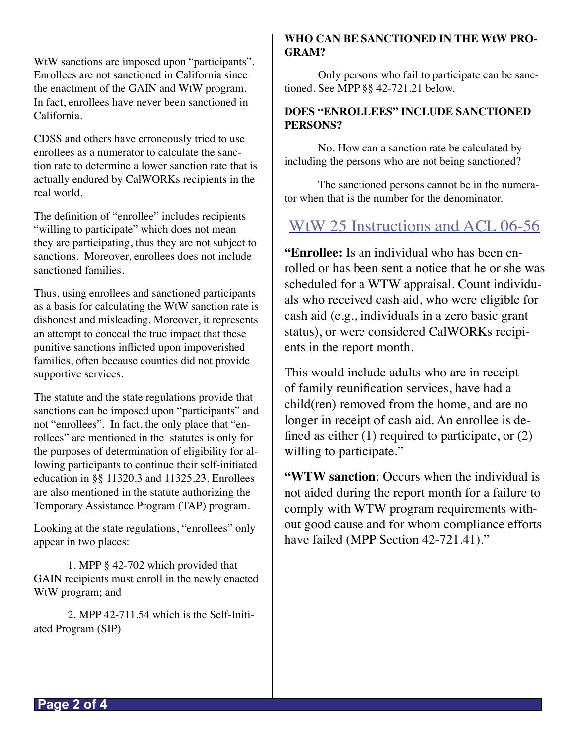WtW sanctions are imposed upon “participants”. Enrollees are not sanctioned in California since the enactment of the GAIN and WtW program. In fact, enrollees have never been sanctioned in California.

CDSS and others have erroneously tried to use enrollees as a numerator to calculate the sanction rate to determine a lower sanction rate that is actually endured by CalWORKs recipients in the real world.

The definition of “enrollee” includes recipients “willing to participate” which does not mean they are participating, thus they are not subject to sanctions. Moreover, enrollees does not include sanctioned families.

Thus, using enrollees and sanctioned participants as a basis for calculating the WtW sanction rate is dishonest and misleading. Moreover, it represents an attempt to conceal the true impact that these punitive sanctions inflicted upon impoverished families, often because counties did not provide supportive services.

The statute and the state regulations provide that sanctions can be imposed upon “participants” and not “enrollees”. In fact, the only place that “enrollees” are mentioned in the statutes is only for the purposes of determination of eligibility for allowing participants to continue their self-initiated education in §§ 11320.3 and 11325.23. Enrollees are also mentioned in the statute authorizing the Temporary Assistance Program (TAP) program.

Looking at the state regulations, “enrollees” only appear in two places:

1. MPP § 42-702 which provided that GAIN recipients must enroll in the newly enacted WtW program; and

2. MPP 42-711.54 which is the Self-Initiated Program (SIP)

**WHO CAN BE SANCTIONED IN THE WtW PROGRAM?**

Only persons who fail to participate can be sanctioned. See MPP §§ 42-721.21 below.

**DOES “ENROLLEES” INCLUDE SANCTIONED PERSONS?**

No. How can a sanction rate be calculated by including the persons who are not being sanctioned?

The sanctioned persons cannot be in the numerator when that is the number for the denominator.

## WtW 25 Instructions and ACL 06-56

**“Enrollee:** Is an individual who has been enrolled or has been sent a notice that he or she was scheduled for a WTW appraisal. Count individuals who received cash aid, who were eligible for cash aid (e.g., individuals in a zero basic grant status), or were considered CalWORKs recipients in the report month.

This would include adults who are in receipt of family reunification services, have had a child(ren) removed from the home, and are no longer in receipt of cash aid. An enrollee is defined as either (1) required to participate, or (2) willing to participate.”

**“WTW sanction**: Occurs when the individual is not aided during the report month for a failure to comply with WTW program requirements without good cause and for whom compliance efforts have failed (MPP Section 42-721.41).”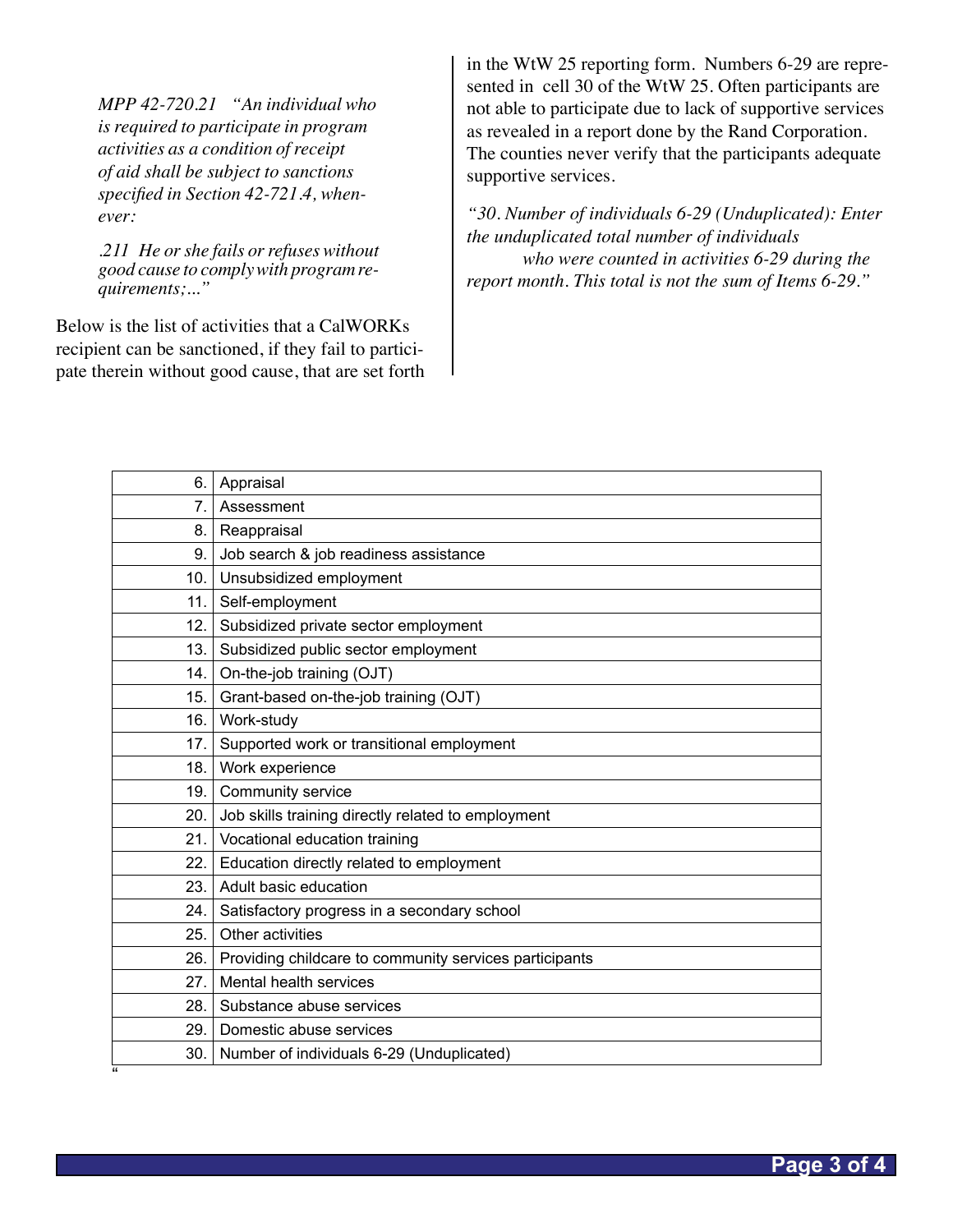*MPP 42-720.21 "An individual who is required to participate in program activities as a condition of receipt of aid shall be subject to sanctions specified in Section 42-721.4, whenever:*

*.211 He or she fails or refuses without good cause to comply with program requirements;..."*

Below is the list of activities that a CalWORKs recipient can be sanctioned, if they fail to participate therein without good cause, that are set forth in the WtW 25 reporting form. Numbers 6-29 are represented in cell 30 of the WtW 25. Often participants are not able to participate due to lack of supportive services as revealed in a report done by the Rand Corporation. The counties never verify that the participants adequate supportive services.

*"30. Number of individuals 6-29 (Unduplicated): Enter the unduplicated total number of individuals who were counted in activities 6-29 during the report month. This total is not the sum of Items 6-29."*

| | |
|---|---|
| 6. | Appraisal |
| 7. | Assessment |
| 8. | Reappraisal |
| 9. | Job search & job readiness assistance |
| 10. | Unsubsidized employment |
| 11. | Self-employment |
| 12. | Subsidized private sector employment |
| 13. | Subsidized public sector employment |
| 14. | On-the-job training (OJT) |
| 15. | Grant-based on-the-job training (OJT) |
| 16. | Work-study |
| 17. | Supported work or transitional employment |
| 18. | Work experience |
| 19. | Community service |
| 20. | Job skills training directly related to employment |
| 21. | Vocational education training |
| 22. | Education directly related to employment |
| 23. | Adult basic education |
| 24. | Satisfactory progress in a secondary school |
| 25. | Other activities |
| 26. | Providing childcare to community services participants |
| 27. | Mental health services |
| 28. | Substance abuse services |
| 29. | Domestic abuse services |
| 30. | Number of individuals 6-29 (Unduplicated) |

"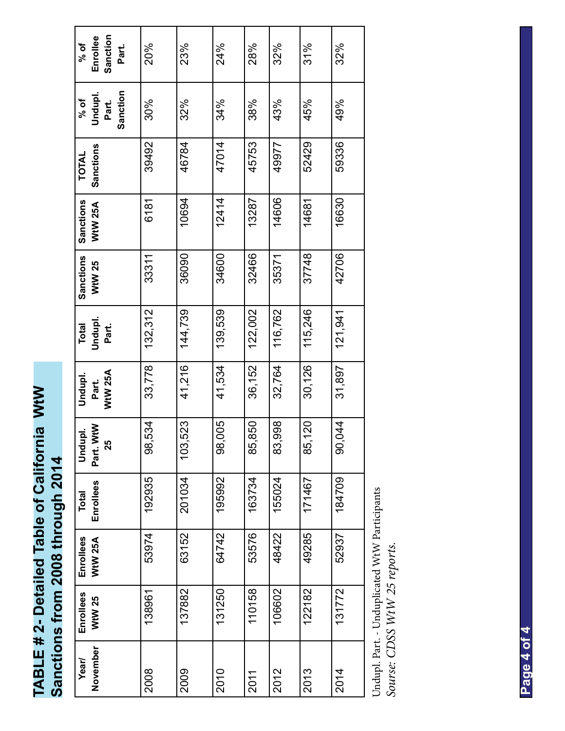# TABLE # 2- Detailed Table of California WtW Sanctions from 2008 through 2014

| Year/ November | Enrollees WtW 25 | Enrollees WtW 25A | Total Enrollees | Undupl. Part. WtW 25 | Undupl. Part. WtW 25A | Total Undupl. Part. | Sanctions WtW 25 | Sanctions WtW 25A | TOTAL Sanctions | % of Undupl. Part. Sanction | % of Enrollee Sanction Part. |
|---|---|---|---|---|---|---|---|---|---|---|---|
| 2008 | 138961 | 53974 | 192935 | 98,534 | 33,778 | 132,312 | 33311 | 6181 | 39492 | 30% | 20% |
| 2009 | 137882 | 63152 | 201034 | 103,523 | 41,216 | 144,739 | 36090 | 10694 | 46784 | 32% | 23% |
| 2010 | 131250 | 64742 | 195992 | 98,005 | 41,534 | 139,539 | 34600 | 12414 | 47014 | 34% | 24% |
| 2011 | 110158 | 53576 | 163734 | 85,850 | 36,152 | 122,002 | 32466 | 13287 | 45753 | 38% | 28% |
| 2012 | 106602 | 48422 | 155024 | 83,998 | 32,764 | 116,762 | 35371 | 14606 | 49977 | 43% | 32% |
| 2013 | 122182 | 49285 | 171467 | 85,120 | 30,126 | 115,246 | 37748 | 14681 | 52429 | 45% | 31% |
| 2014 | 131772 | 52937 | 184709 | 90,044 | 31,897 | 121,941 | 42706 | 16630 | 59336 | 49% | 32% |

Undupl. Part. - Unduplicated WtW Participants

*Sourse: CDSS WtW 25 reports.*